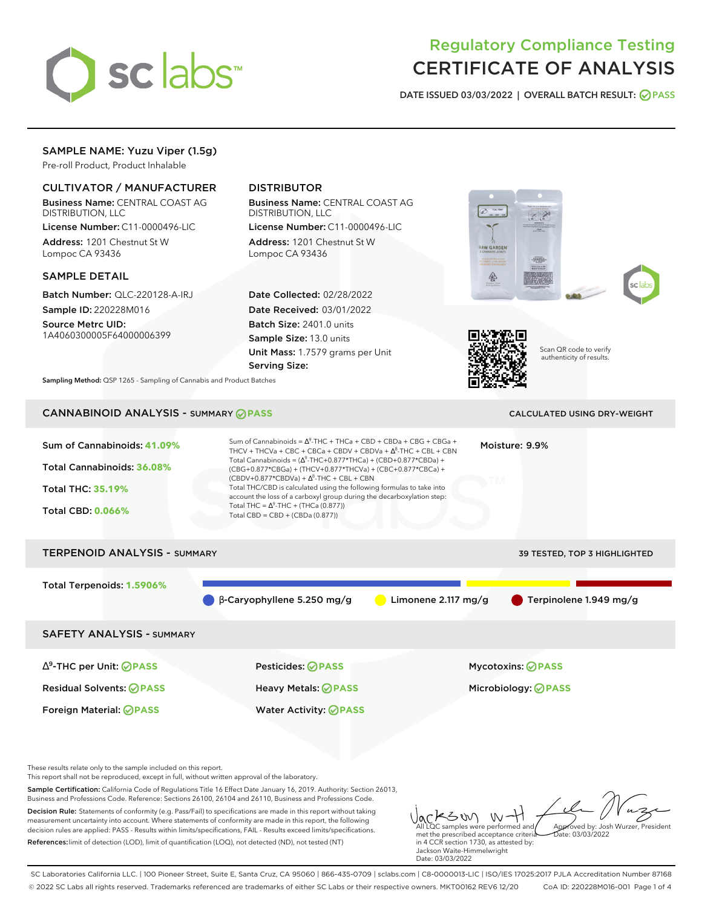# Regulatory Compliance Testing
# CERTIFICATE OF ANALYSIS

DATE ISSUED 03/03/2022 | OVERALL BATCH RESULT: PASS

## SAMPLE NAME: Yuzu Viper (1.5g)

Pre-roll Product, Product Inhalable

### CULTIVATOR / MANUFACTURER

**Business Name:** CENTRAL COAST AG DISTRIBUTION, LLC

**License Number:** C11-0000496-LIC

**Address:** 1201 Chestnut St W Lompoc CA 93436

### DISTRIBUTOR

**Business Name:** CENTRAL COAST AG DISTRIBUTION, LLC

**License Number:** C11-0000496-LIC

**Address:** 1201 Chestnut St W Lompoc CA 93436

### SAMPLE DETAIL

**Batch Number:** QLC-220128-A-IRJ

**Sample ID:** 220228M016

**Source Metrc UID:** 1A4060300005F64000006399

**Date Collected:** 02/28/2022

**Date Received:** 03/01/2022

**Batch Size:** 2401.0 units

**Sample Size:** 13.0 units

**Unit Mass:** 1.7579 grams per Unit

**Serving Size:**

Scan QR code to verify authenticity of results.

**Sampling Method:** QSP 1265 - Sampling of Cannabis and Product Batches

## CANNABINOID ANALYSIS - SUMMARY PASS

CALCULATED USING DRY-WEIGHT

Sum of Cannabinoids: **41.09%**

Total Cannabinoids: **36.08%**

Total THC: **35.19%**

Total CBD: **0.066%**

Sum of Cannabinoids = $\Delta^9$-THC + THCa + CBD + CBDa + CBG + CBGa + THCV + THCVa + CBC + CBCa + CBDV + CBDVa + $\Delta^8$-THC + CBL + CBN

Total Cannabinoids = ($\Delta^9$-THC+0.877*THCa) + (CBD+0.877*CBDa) + (CBG+0.877*CBGa) + (THCV+0.877*THCVa) + (CBC+0.877*CBCa) + (CBDV+0.877*CBDVa) + $\Delta^8$-THC + CBL + CBN

Total THC/CBD is calculated using the following formulas to take into account the loss of a carboxyl group during the decarboxylation step:

Total THC = $\Delta^9$-THC + (THCa (0.877))

Total CBD = CBD + (CBDa (0.877))

Moisture: 9.9%

## TERPENOID ANALYSIS - SUMMARY

39 TESTED, TOP 3 HIGHLIGHTED

Total Terpenoids: **1.5906%**

β-Caryophyllene 5.250 mg/g | Limonene 2.117 mg/g | Terpinolene 1.949 mg/g

## SAFETY ANALYSIS - SUMMARY

| | | |
|---|---|---|
| $\Delta^9$-THC per Unit: PASS | Pesticides: PASS | Mycotoxins: PASS |
| Residual Solvents: PASS | Heavy Metals: PASS | Microbiology: PASS |
| Foreign Material: PASS | Water Activity: PASS | |

These results relate only to the sample included on this report.
This report shall not be reproduced, except in full, without written approval of the laboratory.

**Sample Certification:** California Code of Regulations Title 16 Effect Date January 16, 2019. Authority: Section 26013, Business and Professions Code. Reference: Sections 26100, 26104 and 26110, Business and Professions Code.

**Decision Rule:** Statements of conformity (e.g. Pass/Fail) to specifications are made in this report without taking measurement uncertainty into account. Where statements of conformity are made in this report, the following decision rules are applied: PASS - Results within limits/specifications, FAIL - Results exceed limits/specifications.

**References:** limit of detection (LOD), limit of quantification (LOQ), not detected (ND), not tested (NT)

All LQC samples were performed and met the prescribed acceptance criteria in 4 CCR section 1730, as attested by: Jackson Waite-Himmelwright Date: 03/03/2022

Approved by: Josh Wurzer, President Date: 03/03/2022

SC Laboratories California LLC. | 100 Pioneer Street, Suite E, Santa Cruz, CA 95060 | 866-435-0709 | sclabs.com | C8-0000013-LIC | ISO/IES 17025:2017 PJLA Accreditation Number 87168
© 2022 SC Labs all rights reserved. Trademarks referenced are trademarks of either SC Labs or their respective owners. MKT00162 REV6 12/20 CoA ID: 220228M016-001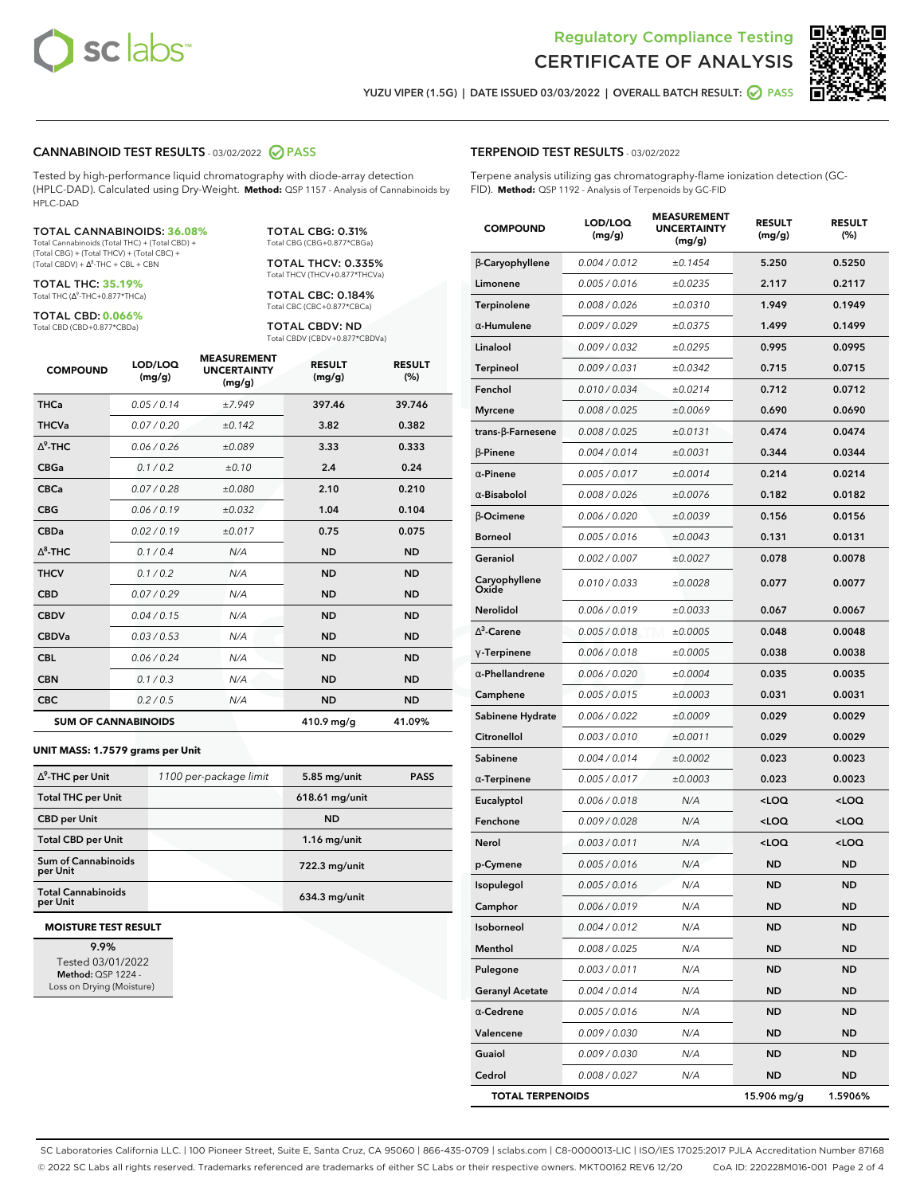Regulatory Compliance Testing

# CERTIFICATE OF ANALYSIS

YUZU VIPER (1.5G) | DATE ISSUED 03/03/2022 | OVERALL BATCH RESULT: PASS

## CANNABINOID TEST RESULTS - 03/02/2022 PASS

Tested by high-performance liquid chromatography with diode-array detection (HPLC-DAD). Calculated using Dry-Weight. **Method:** QSP 1157 - Analysis of Cannabinoids by HPLC-DAD

**TOTAL CANNABINOIDS: 36.08%**
Total Cannabinoids (Total THC) + (Total CBD) + (Total CBG) + (Total THCV) + (Total CBC) + (Total CBDV) + Δ8-THC + CBL + CBN

**TOTAL THC: 35.19%**
Total THC (Δ9-THC+0.877*THCa)

**TOTAL CBD: 0.066%**
Total CBD (CBD+0.877*CBDa)

**TOTAL CBG: 0.31%**
Total CBG (CBG+0.877*CBGa)

**TOTAL THCV: 0.335%**
Total THCV (THCV+0.877*THCVa)

**TOTAL CBC: 0.184%**
Total CBC (CBC+0.877*CBCa)

**TOTAL CBDV: ND**
Total CBDV (CBDV+0.877*CBDVa)

| COMPOUND | LOD/LOQ (mg/g) | MEASUREMENT UNCERTAINTY (mg/g) | RESULT (mg/g) | RESULT (%) |
|---|---|---|---|---|
| THCa | 0.05 / 0.14 | ±7.949 | 397.46 | 39.746 |
| THCVa | 0.07 / 0.20 | ±0.142 | 3.82 | 0.382 |
| Δ9-THC | 0.06 / 0.26 | ±0.089 | 3.33 | 0.333 |
| CBGa | 0.1 / 0.2 | ±0.10 | 2.4 | 0.24 |
| CBCa | 0.07 / 0.28 | ±0.080 | 2.10 | 0.210 |
| CBG | 0.06 / 0.19 | ±0.032 | 1.04 | 0.104 |
| CBDa | 0.02 / 0.19 | ±0.017 | 0.75 | 0.075 |
| Δ8-THC | 0.1 / 0.4 | N/A | ND | ND |
| THCV | 0.1 / 0.2 | N/A | ND | ND |
| CBD | 0.07 / 0.29 | N/A | ND | ND |
| CBDV | 0.04 / 0.15 | N/A | ND | ND |
| CBDVa | 0.03 / 0.53 | N/A | ND | ND |
| CBL | 0.06 / 0.24 | N/A | ND | ND |
| CBN | 0.1 / 0.3 | N/A | ND | ND |
| CBC | 0.2 / 0.5 | N/A | ND | ND |
| **SUM OF CANNABINOIDS** | | | **410.9 mg/g** | **41.09%** |

**UNIT MASS: 1.7579 grams per Unit**

| | | | |
|---|---|---|---|
| Δ9-THC per Unit | 1100 per-package limit | 5.85 mg/unit | PASS |
| Total THC per Unit | | 618.61 mg/unit | |
| CBD per Unit | | ND | |
| Total CBD per Unit | | 1.16 mg/unit | |
| Sum of Cannabinoids per Unit | | 722.3 mg/unit | |
| Total Cannabinoids per Unit | | 634.3 mg/unit | |

**MOISTURE TEST RESULT**

9.9%
Tested 03/01/2022
**Method:** QSP 1224 - Loss on Drying (Moisture)

## TERPENOID TEST RESULTS - 03/02/2022

Terpene analysis utilizing gas chromatography-flame ionization detection (GC-FID). **Method:** QSP 1192 - Analysis of Terpenoids by GC-FID

| COMPOUND | LOD/LOQ (mg/g) | MEASUREMENT UNCERTAINTY (mg/g) | RESULT (mg/g) | RESULT (%) |
|---|---|---|---|---|
| β-Caryophyllene | 0.004 / 0.012 | ±0.1454 | 5.250 | 0.5250 |
| Limonene | 0.005 / 0.016 | ±0.0235 | 2.117 | 0.2117 |
| Terpinolene | 0.008 / 0.026 | ±0.0310 | 1.949 | 0.1949 |
| α-Humulene | 0.009 / 0.029 | ±0.0375 | 1.499 | 0.1499 |
| Linalool | 0.009 / 0.032 | ±0.0295 | 0.995 | 0.0995 |
| Terpineol | 0.009 / 0.031 | ±0.0342 | 0.715 | 0.0715 |
| Fenchol | 0.010 / 0.034 | ±0.0214 | 0.712 | 0.0712 |
| Myrcene | 0.008 / 0.025 | ±0.0069 | 0.690 | 0.0690 |
| trans-β-Farnesene | 0.008 / 0.025 | ±0.0131 | 0.474 | 0.0474 |
| β-Pinene | 0.004 / 0.014 | ±0.0031 | 0.344 | 0.0344 |
| α-Pinene | 0.005 / 0.017 | ±0.0014 | 0.214 | 0.0214 |
| α-Bisabolol | 0.008 / 0.026 | ±0.0076 | 0.182 | 0.0182 |
| β-Ocimene | 0.006 / 0.020 | ±0.0039 | 0.156 | 0.0156 |
| Borneol | 0.005 / 0.016 | ±0.0043 | 0.131 | 0.0131 |
| Geraniol | 0.002 / 0.007 | ±0.0027 | 0.078 | 0.0078 |
| Caryophyllene Oxide | 0.010 / 0.033 | ±0.0028 | 0.077 | 0.0077 |
| Nerolidol | 0.006 / 0.019 | ±0.0033 | 0.067 | 0.0067 |
| Δ3-Carene | 0.005 / 0.018 | ±0.0005 | 0.048 | 0.0048 |
| γ-Terpinene | 0.006 / 0.018 | ±0.0005 | 0.038 | 0.0038 |
| α-Phellandrene | 0.006 / 0.020 | ±0.0004 | 0.035 | 0.0035 |
| Camphene | 0.005 / 0.015 | ±0.0003 | 0.031 | 0.0031 |
| Sabinene Hydrate | 0.006 / 0.022 | ±0.0009 | 0.029 | 0.0029 |
| Citronellol | 0.003 / 0.010 | ±0.0011 | 0.029 | 0.0029 |
| Sabinene | 0.004 / 0.014 | ±0.0002 | 0.023 | 0.0023 |
| α-Terpinene | 0.005 / 0.017 | ±0.0003 | 0.023 | 0.0023 |
| Eucalyptol | 0.006 / 0.018 | N/A | <LOQ | <LOQ |
| Fenchone | 0.009 / 0.028 | N/A | <LOQ | <LOQ |
| Nerol | 0.003 / 0.011 | N/A | <LOQ | <LOQ |
| p-Cymene | 0.005 / 0.016 | N/A | ND | ND |
| Isopulegol | 0.005 / 0.016 | N/A | ND | ND |
| Camphor | 0.006 / 0.019 | N/A | ND | ND |
| Isoborneol | 0.004 / 0.012 | N/A | ND | ND |
| Menthol | 0.008 / 0.025 | N/A | ND | ND |
| Pulegone | 0.003 / 0.011 | N/A | ND | ND |
| Geranyl Acetate | 0.004 / 0.014 | N/A | ND | ND |
| α-Cedrene | 0.005 / 0.016 | N/A | ND | ND |
| Valencene | 0.009 / 0.030 | N/A | ND | ND |
| Guaiol | 0.009 / 0.030 | N/A | ND | ND |
| Cedrol | 0.008 / 0.027 | N/A | ND | ND |
| **TOTAL TERPENOIDS** | | | **15.906 mg/g** | **1.5906%** |

SC Laboratories California LLC. | 100 Pioneer Street, Suite E, Santa Cruz, CA 95060 | 866-435-0709 | sclabs.com | C8-0000013-LIC | ISO/IES 17025:2017 PJLA Accreditation Number 87168
© 2022 SC Labs all rights reserved. Trademarks referenced are trademarks of either SC Labs or their respective owners. MKT00162 REV6 12/20 CoA ID: 220228M016-001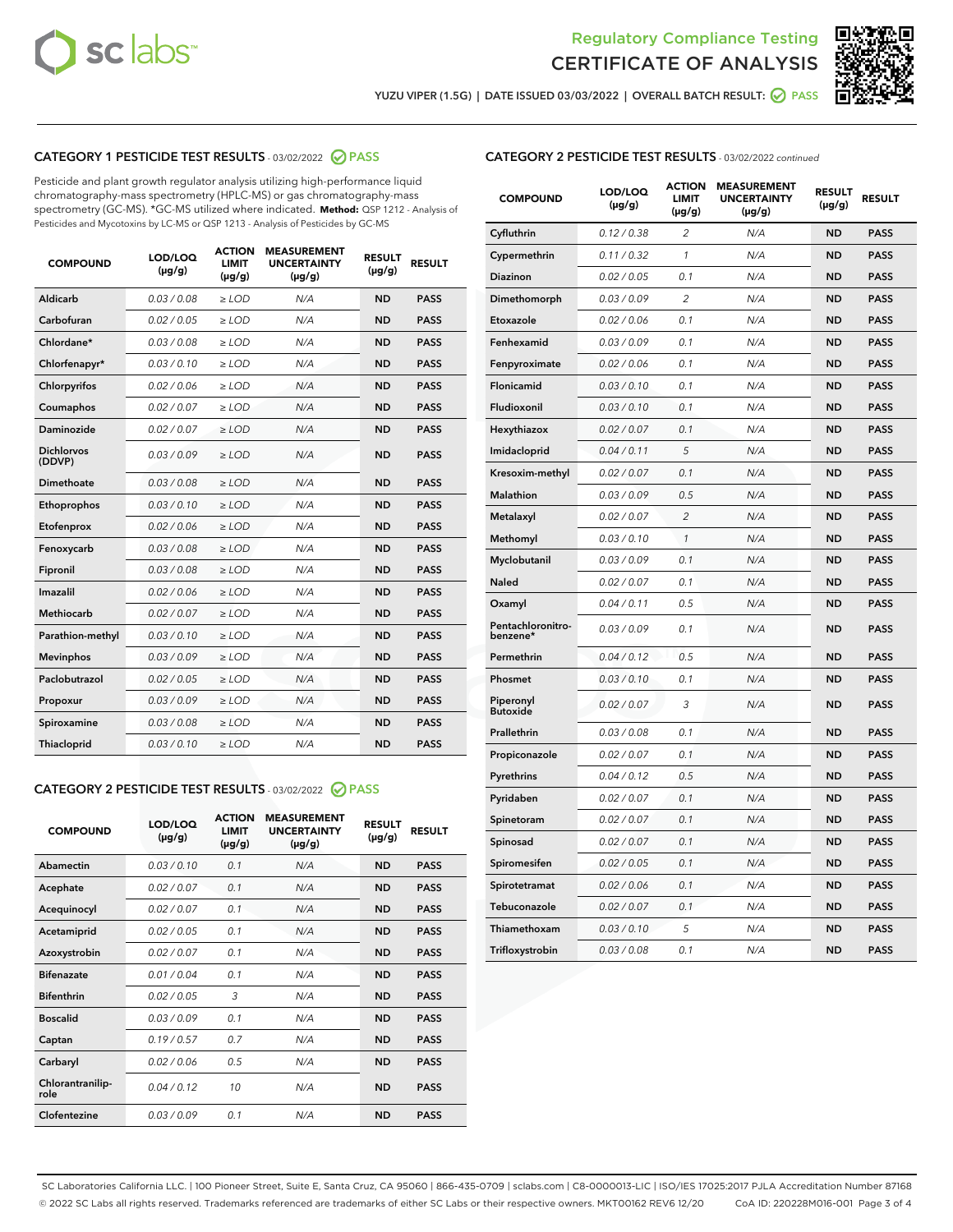Regulatory Compliance Testing

# CERTIFICATE OF ANALYSIS

YUZU VIPER (1.5G) | DATE ISSUED 03/03/2022 | OVERALL BATCH RESULT: PASS

## CATEGORY 1 PESTICIDE TEST RESULTS - 03/02/2022 PASS

Pesticide and plant growth regulator analysis utilizing high-performance liquid chromatography-mass spectrometry (HPLC-MS) or gas chromatography-mass spectrometry (GC-MS). *GC-MS utilized where indicated. **Method:** QSP 1212 - Analysis of Pesticides and Mycotoxins by LC-MS or QSP 1213 - Analysis of Pesticides by GC-MS

| COMPOUND | LOD/LOQ (µg/g) | ACTION LIMIT (µg/g) | MEASUREMENT UNCERTAINTY (µg/g) | RESULT (µg/g) | RESULT |
|---|---|---|---|---|---|
| Aldicarb | 0.03 / 0.08 | ≥ LOD | N/A | ND | PASS |
| Carbofuran | 0.02 / 0.05 | ≥ LOD | N/A | ND | PASS |
| Chlordane* | 0.03 / 0.08 | ≥ LOD | N/A | ND | PASS |
| Chlorfenapyr* | 0.03 / 0.10 | ≥ LOD | N/A | ND | PASS |
| Chlorpyrifos | 0.02 / 0.06 | ≥ LOD | N/A | ND | PASS |
| Coumaphos | 0.02 / 0.07 | ≥ LOD | N/A | ND | PASS |
| Daminozide | 0.02 / 0.07 | ≥ LOD | N/A | ND | PASS |
| Dichlorvos (DDVP) | 0.03 / 0.09 | ≥ LOD | N/A | ND | PASS |
| Dimethoate | 0.03 / 0.08 | ≥ LOD | N/A | ND | PASS |
| Ethoprophos | 0.03 / 0.10 | ≥ LOD | N/A | ND | PASS |
| Etofenprox | 0.02 / 0.06 | ≥ LOD | N/A | ND | PASS |
| Fenoxycarb | 0.03 / 0.08 | ≥ LOD | N/A | ND | PASS |
| Fipronil | 0.03 / 0.08 | ≥ LOD | N/A | ND | PASS |
| Imazalil | 0.02 / 0.06 | ≥ LOD | N/A | ND | PASS |
| Methiocarb | 0.02 / 0.07 | ≥ LOD | N/A | ND | PASS |
| Parathion-methyl | 0.03 / 0.10 | ≥ LOD | N/A | ND | PASS |
| Mevinphos | 0.03 / 0.09 | ≥ LOD | N/A | ND | PASS |
| Paclobutrazol | 0.02 / 0.05 | ≥ LOD | N/A | ND | PASS |
| Propoxur | 0.03 / 0.09 | ≥ LOD | N/A | ND | PASS |
| Spiroxamine | 0.03 / 0.08 | ≥ LOD | N/A | ND | PASS |
| Thiacloprid | 0.03 / 0.10 | ≥ LOD | N/A | ND | PASS |

## CATEGORY 2 PESTICIDE TEST RESULTS - 03/02/2022 PASS

| COMPOUND | LOD/LOQ (µg/g) | ACTION LIMIT (µg/g) | MEASUREMENT UNCERTAINTY (µg/g) | RESULT (µg/g) | RESULT |
|---|---|---|---|---|---|
| Abamectin | 0.03 / 0.10 | 0.1 | N/A | ND | PASS |
| Acephate | 0.02 / 0.07 | 0.1 | N/A | ND | PASS |
| Acequinocyl | 0.02 / 0.07 | 0.1 | N/A | ND | PASS |
| Acetamiprid | 0.02 / 0.05 | 0.1 | N/A | ND | PASS |
| Azoxystrobin | 0.02 / 0.07 | 0.1 | N/A | ND | PASS |
| Bifenazate | 0.01 / 0.04 | 0.1 | N/A | ND | PASS |
| Bifenthrin | 0.02 / 0.05 | 3 | N/A | ND | PASS |
| Boscalid | 0.03 / 0.09 | 0.1 | N/A | ND | PASS |
| Captan | 0.19 / 0.57 | 0.7 | N/A | ND | PASS |
| Carbaryl | 0.02 / 0.06 | 0.5 | N/A | ND | PASS |
| Chlorantraniliprole | 0.04 / 0.12 | 10 | N/A | ND | PASS |
| Clofentezine | 0.03 / 0.09 | 0.1 | N/A | ND | PASS |
| Cyfluthrin | 0.12 / 0.38 | 2 | N/A | ND | PASS |
| Cypermethrin | 0.11 / 0.32 | 1 | N/A | ND | PASS |
| Diazinon | 0.02 / 0.05 | 0.1 | N/A | ND | PASS |
| Dimethomorph | 0.03 / 0.09 | 2 | N/A | ND | PASS |
| Etoxazole | 0.02 / 0.06 | 0.1 | N/A | ND | PASS |
| Fenhexamid | 0.03 / 0.09 | 0.1 | N/A | ND | PASS |
| Fenpyroximate | 0.02 / 0.06 | 0.1 | N/A | ND | PASS |
| Flonicamid | 0.03 / 0.10 | 0.1 | N/A | ND | PASS |
| Fludioxonil | 0.03 / 0.10 | 0.1 | N/A | ND | PASS |
| Hexythiazox | 0.02 / 0.07 | 0.1 | N/A | ND | PASS |
| Imidacloprid | 0.04 / 0.11 | 5 | N/A | ND | PASS |
| Kresoxim-methyl | 0.02 / 0.07 | 0.1 | N/A | ND | PASS |
| Malathion | 0.03 / 0.09 | 0.5 | N/A | ND | PASS |
| Metalaxyl | 0.02 / 0.07 | 2 | N/A | ND | PASS |
| Methomyl | 0.03 / 0.10 | 1 | N/A | ND | PASS |
| Myclobutanil | 0.03 / 0.09 | 0.1 | N/A | ND | PASS |
| Naled | 0.02 / 0.07 | 0.1 | N/A | ND | PASS |
| Oxamyl | 0.04 / 0.11 | 0.5 | N/A | ND | PASS |
| Pentachloronitrobenzene* | 0.03 / 0.09 | 0.1 | N/A | ND | PASS |
| Permethrin | 0.04 / 0.12 | 0.5 | N/A | ND | PASS |
| Phosmet | 0.03 / 0.10 | 0.1 | N/A | ND | PASS |
| Piperonyl Butoxide | 0.02 / 0.07 | 3 | N/A | ND | PASS |
| Prallethrin | 0.03 / 0.08 | 0.1 | N/A | ND | PASS |
| Propiconazole | 0.02 / 0.07 | 0.1 | N/A | ND | PASS |
| Pyrethrins | 0.04 / 0.12 | 0.5 | N/A | ND | PASS |
| Pyridaben | 0.02 / 0.07 | 0.1 | N/A | ND | PASS |
| Spinetoram | 0.02 / 0.07 | 0.1 | N/A | ND | PASS |
| Spinosad | 0.02 / 0.07 | 0.1 | N/A | ND | PASS |
| Spiromesifen | 0.02 / 0.05 | 0.1 | N/A | ND | PASS |
| Spirotetramat | 0.02 / 0.06 | 0.1 | N/A | ND | PASS |
| Tebuconazole | 0.02 / 0.07 | 0.1 | N/A | ND | PASS |
| Thiamethoxam | 0.03 / 0.10 | 5 | N/A | ND | PASS |
| Trifloxystrobin | 0.03 / 0.08 | 0.1 | N/A | ND | PASS |

SC Laboratories California LLC. | 100 Pioneer Street, Suite E, Santa Cruz, CA 95060 | 866-435-0709 | sclabs.com | C8-0000013-LIC | ISO/IES 17025:2017 PJLA Accreditation Number 87168
© 2022 SC Labs all rights reserved. Trademarks referenced are trademarks of either SC Labs or their respective owners. MKT00162 REV6 12/20 CoA ID: 220228M016-001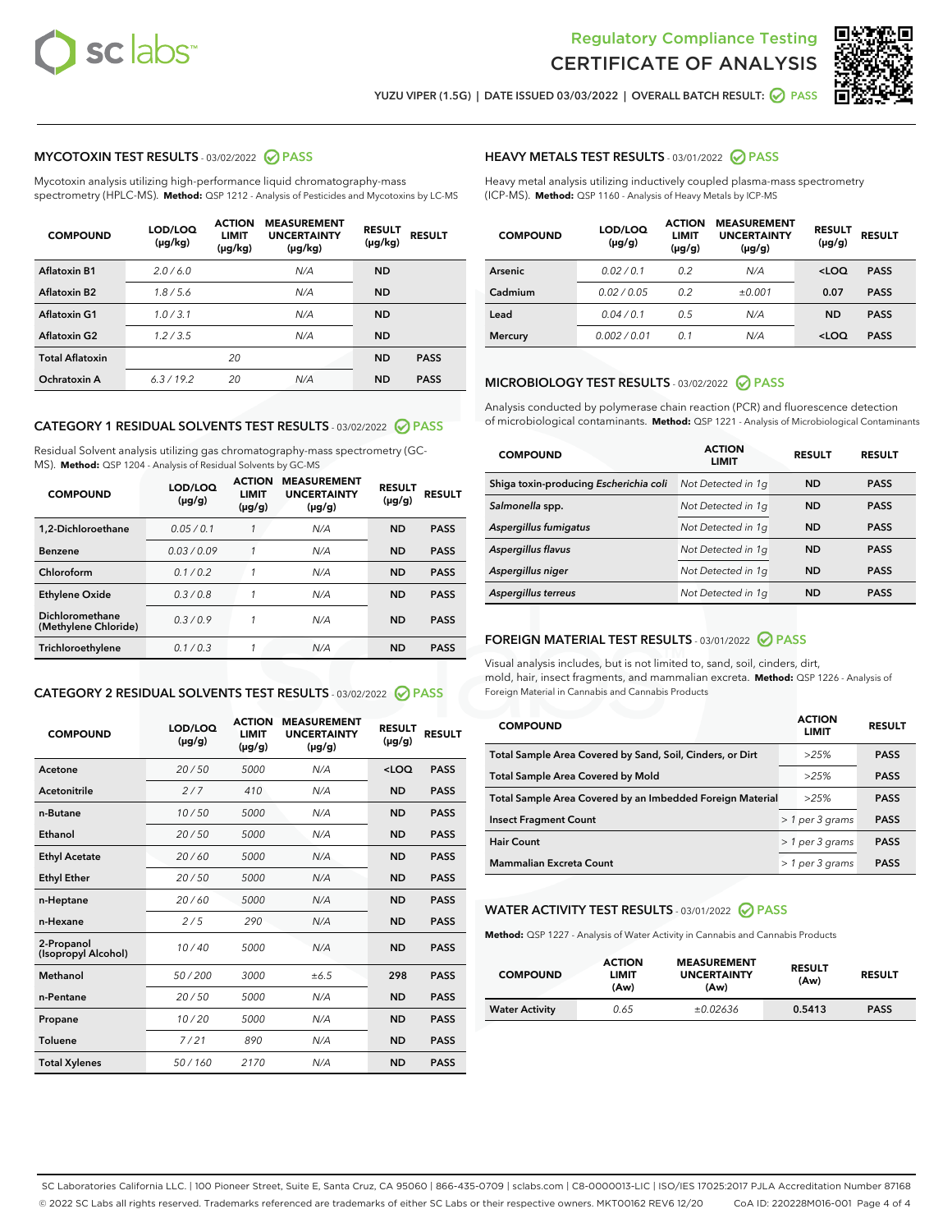Regulatory Compliance Testing

# CERTIFICATE OF ANALYSIS

YUZU VIPER (1.5G) | DATE ISSUED 03/03/2022 | OVERALL BATCH RESULT: PASS

## MYCOTOXIN TEST RESULTS - 03/02/2022 PASS

Mycotoxin analysis utilizing high-performance liquid chromatography-mass spectrometry (HPLC-MS). **Method:** QSP 1212 - Analysis of Pesticides and Mycotoxins by LC-MS

| COMPOUND | LOD/LOQ (μg/kg) | ACTION LIMIT (μg/kg) | MEASUREMENT UNCERTAINTY (μg/kg) | RESULT (μg/kg) | RESULT |
|---|---|---|---|---|---|
| Aflatoxin B1 | 2.0 / 6.0 | | N/A | ND | |
| Aflatoxin B2 | 1.8 / 5.6 | | N/A | ND | |
| Aflatoxin G1 | 1.0 / 3.1 | | N/A | ND | |
| Aflatoxin G2 | 1.2 / 3.5 | | N/A | ND | |
| Total Aflatoxin | | 20 | | ND | PASS |
| Ochratoxin A | 6.3 / 19.2 | 20 | N/A | ND | PASS |

## CATEGORY 1 RESIDUAL SOLVENTS TEST RESULTS - 03/02/2022 PASS

Residual Solvent analysis utilizing gas chromatography-mass spectrometry (GC-MS). **Method:** QSP 1204 - Analysis of Residual Solvents by GC-MS

| COMPOUND | LOD/LOQ (μg/g) | ACTION LIMIT (μg/g) | MEASUREMENT UNCERTAINTY (μg/g) | RESULT (μg/g) | RESULT |
|---|---|---|---|---|---|
| 1,2-Dichloroethane | 0.05 / 0.1 | 1 | N/A | ND | PASS |
| Benzene | 0.03 / 0.09 | 1 | N/A | ND | PASS |
| Chloroform | 0.1 / 0.2 | 1 | N/A | ND | PASS |
| Ethylene Oxide | 0.3 / 0.8 | 1 | N/A | ND | PASS |
| Dichloromethane (Methylene Chloride) | 0.3 / 0.9 | 1 | N/A | ND | PASS |
| Trichloroethylene | 0.1 / 0.3 | 1 | N/A | ND | PASS |

## CATEGORY 2 RESIDUAL SOLVENTS TEST RESULTS - 03/02/2022 PASS

| COMPOUND | LOD/LOQ (μg/g) | ACTION LIMIT (μg/g) | MEASUREMENT UNCERTAINTY (μg/g) | RESULT (μg/g) | RESULT |
|---|---|---|---|---|---|
| Acetone | 20 / 50 | 5000 | N/A | <LOQ | PASS |
| Acetonitrile | 2 / 7 | 410 | N/A | ND | PASS |
| n-Butane | 10 / 50 | 5000 | N/A | ND | PASS |
| Ethanol | 20 / 50 | 5000 | N/A | ND | PASS |
| Ethyl Acetate | 20 / 60 | 5000 | N/A | ND | PASS |
| Ethyl Ether | 20 / 50 | 5000 | N/A | ND | PASS |
| n-Heptane | 20 / 60 | 5000 | N/A | ND | PASS |
| n-Hexane | 2 / 5 | 290 | N/A | ND | PASS |
| 2-Propanol (Isopropyl Alcohol) | 10 / 40 | 5000 | N/A | ND | PASS |
| Methanol | 50 / 200 | 3000 | ±6.5 | 298 | PASS |
| n-Pentane | 20 / 50 | 5000 | N/A | ND | PASS |
| Propane | 10 / 20 | 5000 | N/A | ND | PASS |
| Toluene | 7 / 21 | 890 | N/A | ND | PASS |
| Total Xylenes | 50 / 160 | 2170 | N/A | ND | PASS |

## HEAVY METALS TEST RESULTS - 03/01/2022 PASS

Heavy metal analysis utilizing inductively coupled plasma-mass spectrometry (ICP-MS). **Method:** QSP 1160 - Analysis of Heavy Metals by ICP-MS

| COMPOUND | LOD/LOQ (μg/g) | ACTION LIMIT (μg/g) | MEASUREMENT UNCERTAINTY (μg/g) | RESULT (μg/g) | RESULT |
|---|---|---|---|---|---|
| Arsenic | 0.02 / 0.1 | 0.2 | N/A | <LOQ | PASS |
| Cadmium | 0.02 / 0.05 | 0.2 | ±0.001 | 0.07 | PASS |
| Lead | 0.04 / 0.1 | 0.5 | N/A | ND | PASS |
| Mercury | 0.002 / 0.01 | 0.1 | N/A | <LOQ | PASS |

## MICROBIOLOGY TEST RESULTS - 03/02/2022 PASS

Analysis conducted by polymerase chain reaction (PCR) and fluorescence detection of microbiological contaminants. **Method:** QSP 1221 - Analysis of Microbiological Contaminants

| COMPOUND | ACTION LIMIT | RESULT | RESULT |
|---|---|---|---|
| Shiga toxin-producing *Escherichia coli* | Not Detected in 1g | ND | PASS |
| *Salmonella* spp. | Not Detected in 1g | ND | PASS |
| *Aspergillus fumigatus* | Not Detected in 1g | ND | PASS |
| *Aspergillus flavus* | Not Detected in 1g | ND | PASS |
| *Aspergillus niger* | Not Detected in 1g | ND | PASS |
| *Aspergillus terreus* | Not Detected in 1g | ND | PASS |

## FOREIGN MATERIAL TEST RESULTS - 03/01/2022 PASS

Visual analysis includes, but is not limited to, sand, soil, cinders, dirt, mold, hair, insect fragments, and mammalian excreta. **Method:** QSP 1226 - Analysis of Foreign Material in Cannabis and Cannabis Products

| COMPOUND | ACTION LIMIT | RESULT |
|---|---|---|
| Total Sample Area Covered by Sand, Soil, Cinders, or Dirt | >25% | PASS |
| Total Sample Area Covered by Mold | >25% | PASS |
| Total Sample Area Covered by an Imbedded Foreign Material | >25% | PASS |
| Insect Fragment Count | > 1 per 3 grams | PASS |
| Hair Count | > 1 per 3 grams | PASS |
| Mammalian Excreta Count | > 1 per 3 grams | PASS |

## WATER ACTIVITY TEST RESULTS - 03/01/2022 PASS

**Method:** QSP 1227 - Analysis of Water Activity in Cannabis and Cannabis Products

| COMPOUND | ACTION LIMIT (Aw) | MEASUREMENT UNCERTAINTY (Aw) | RESULT (Aw) | RESULT |
|---|---|---|---|---|
| Water Activity | 0.65 | ±0.02636 | 0.5413 | PASS |

SC Laboratories California LLC. | 100 Pioneer Street, Suite E, Santa Cruz, CA 95060 | 866-435-0709 | sclabs.com | C8-0000013-LIC | ISO/IES 17025:2017 PJLA Accreditation Number 87168
© 2022 SC Labs all rights reserved. Trademarks referenced are trademarks of either SC Labs or their respective owners. MKT00162 REV6 12/20 CoA ID: 220228M016-001